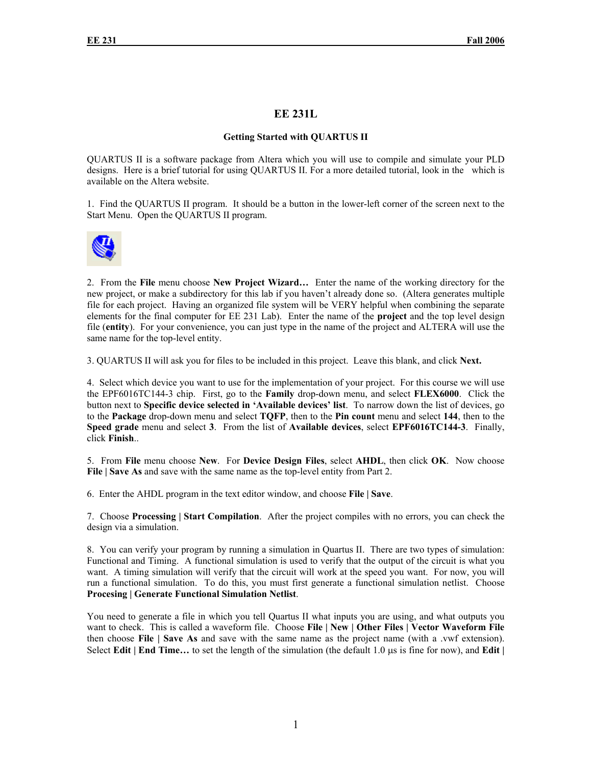# EE 231L

## Getting Started with QUARTUS II

QUARTUS II is a software package from Altera which you will use to compile and simulate your PLD designs. Here is a brief tutorial for using QUARTUS II. For a more detailed tutorial, look in the which is available on the Altera website.

1. Find the QUARTUS II program. It should be a button in the lower-left corner of the screen next to the Start Menu. Open the QUARTUS II program.

2. From the **File** menu choose **New Project Wizard…** Enter the name of the working directory for the new project, or make a subdirectory for this lab if you haven't already done so. (Altera generates multiple file for each project. Having an organized file system will be VERY helpful when combining the separate elements for the final computer for EE 231 Lab). Enter the name of the **project** and the top level design file (**entity**). For your convenience, you can just type in the name of the project and ALTERA will use the same name for the top-level entity.

3. QUARTUS II will ask you for files to be included in this project. Leave this blank, and click **Next.**

4. Select which device you want to use for the implementation of your project. For this course we will use the EPF6016TC144-3 chip. First, go to the **Family** drop-down menu, and select **FLEX6000**. Click the button next to **Specific device selected in 'Available devices' list**. To narrow down the list of devices, go to the **Package** drop-down menu and select **TQFP**, then to the **Pin count** menu and select **144**, then to the **Speed grade** menu and select **3**. From the list of **Available devices**, select **EPF6016TC144-3**. Finally, click **Finish**..

5. From **File** menu choose **New**. For **Device Design Files**, select **AHDL**, then click **OK**. Now choose **File | Save As** and save with the same name as the top-level entity from Part 2.

6. Enter the AHDL program in the text editor window, and choose **File | Save**.

7. Choose **Processing | Start Compilation**. After the project compiles with no errors, you can check the design via a simulation.

8. You can verify your program by running a simulation in Quartus II. There are two types of simulation: Functional and Timing. A functional simulation is used to verify that the output of the circuit is what you want. A timing simulation will verify that the circuit will work at the speed you want. For now, you will run a functional simulation. To do this, you must first generate a functional simulation netlist. Choose **Procesing | Generate Functional Simulation Netlist**.

You need to generate a file in which you tell Quartus II what inputs you are using, and what outputs you want to check. This is called a waveform file. Choose **File | New | Other Files | Vector Waveform File** then choose **File | Save As** and save with the same name as the project name (with a .vwf extension). Select **Edit | End Time…** to set the length of the simulation (the default 1.0 µs is fine for now), and **Edit |**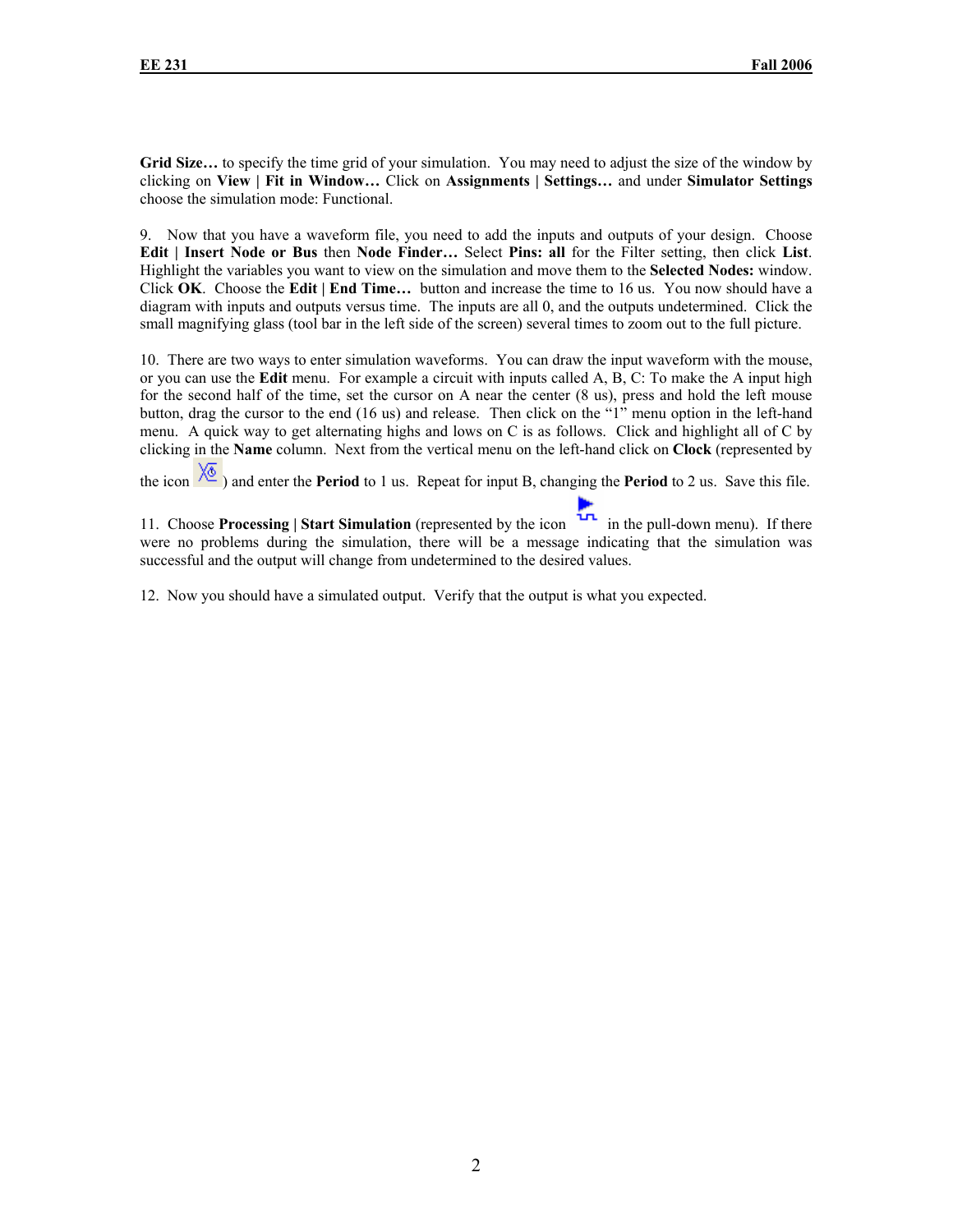**Grid Size…** to specify the time grid of your simulation. You may need to adjust the size of the window by clicking on **View | Fit in Window…** Click on **Assignments | Settings…** and under **Simulator Settings** choose the simulation mode: Functional.

9. Now that you have a waveform file, you need to add the inputs and outputs of your design. Choose **Edit | Insert Node or Bus** then **Node Finder…** Select **Pins: all** for the Filter setting, then click **List**. Highlight the variables you want to view on the simulation and move them to the **Selected Nodes:** window. Click **OK**. Choose the **Edit | End Time…** button and increase the time to 16 us. You now should have a diagram with inputs and outputs versus time. The inputs are all 0, and the outputs undetermined. Click the small magnifying glass (tool bar in the left side of the screen) several times to zoom out to the full picture.

10. There are two ways to enter simulation waveforms. You can draw the input waveform with the mouse, or you can use the **Edit** menu. For example a circuit with inputs called A, B, C: To make the A input high for the second half of the time, set the cursor on A near the center (8 us), press and hold the left mouse button, drag the cursor to the end (16 us) and release. Then click on the "1" menu option in the left-hand menu. A quick way to get alternating highs and lows on C is as follows. Click and highlight all of C by clicking in the **Name** column. Next from the vertical menu on the left-hand click on **Clock** (represented by the icon ) and enter the **Period** to 1 us. Repeat for input B, changing the **Period** to 2 us. Save this file.

11. Choose **Processing | Start Simulation** (represented by the icon in the pull-down menu). If there were no problems during the simulation, there will be a message indicating that the simulation was successful and the output will change from undetermined to the desired values.

12. Now you should have a simulated output. Verify that the output is what you expected.